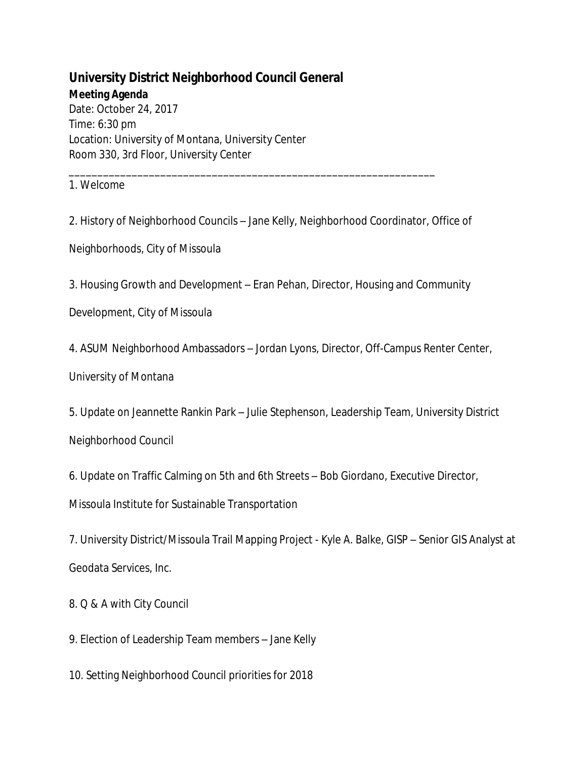# University District Neighborhood Council General

**Meeting Agenda**

Date: October 24, 2017

Time: 6:30 pm

Location: University of Montana, University Center

Room 330, 3rd Floor, University Center

---

1. Welcome

2. History of Neighborhood Councils – Jane Kelly, Neighborhood Coordinator, Office of Neighborhoods, City of Missoula

3. Housing Growth and Development – Eran Pehan, Director, Housing and Community Development, City of Missoula

4. ASUM Neighborhood Ambassadors – Jordan Lyons, Director, Off-Campus Renter Center, University of Montana

5. Update on Jeannette Rankin Park – Julie Stephenson, Leadership Team, University District Neighborhood Council

6. Update on Traffic Calming on 5th and 6th Streets – Bob Giordano, Executive Director, Missoula Institute for Sustainable Transportation

7. University District/Missoula Trail Mapping Project - Kyle A. Balke, GISP – Senior GIS Analyst at Geodata Services, Inc.

8. Q & A with City Council

9. Election of Leadership Team members – Jane Kelly

10. Setting Neighborhood Council priorities for 2018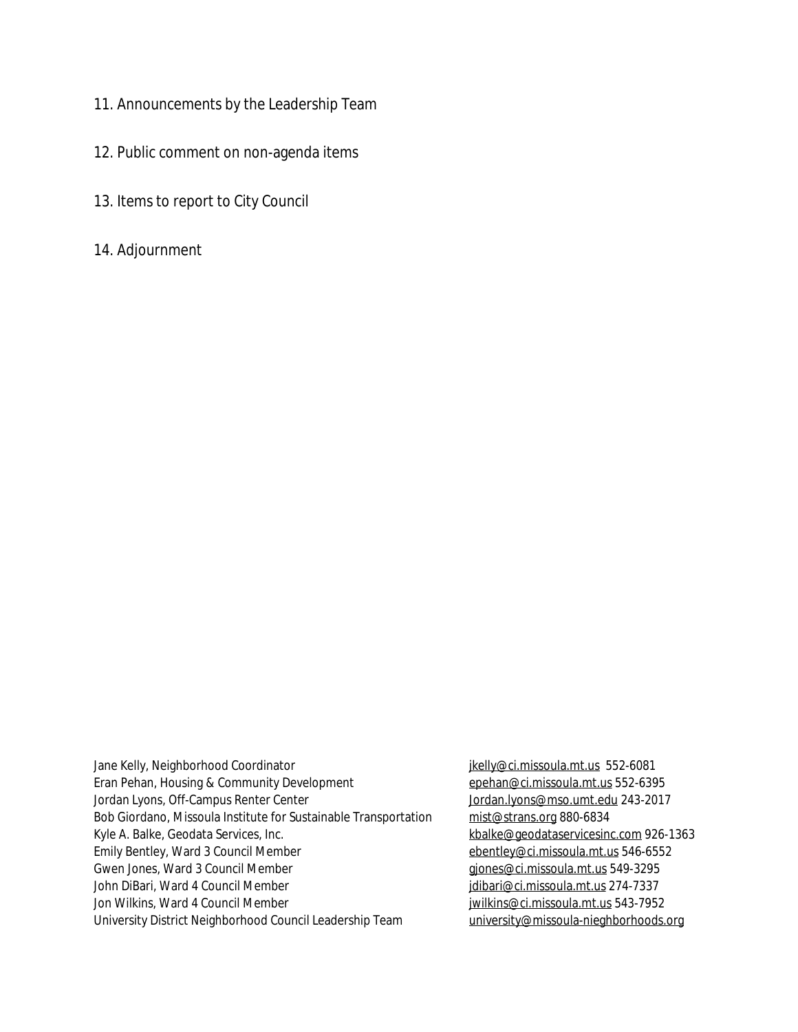11. Announcements by the Leadership Team

12. Public comment on non-agenda items

13. Items to report to City Council

14. Adjournment

| | | |
|---|---|---|
| Jane Kelly, Neighborhood Coordinator | jkelly@ci.missoula.mt.us | 552-6081 |
| Eran Pehan, Housing & Community Development | epehan@ci.missoula.mt.us | 552-6395 |
| Jordan Lyons, Off-Campus Renter Center | Jordan.lyons@mso.umt.edu | 243-2017 |
| Bob Giordano, Missoula Institute for Sustainable Transportation | mist@strans.org | 880-6834 |
| Kyle A. Balke, Geodata Services, Inc. | kbalke@geodataservicesinc.com | 926-1363 |
| Emily Bentley, Ward 3 Council Member | ebentley@ci.missoula.mt.us | 546-6552 |
| Gwen Jones, Ward 3 Council Member | gjones@ci.missoula.mt.us | 549-3295 |
| John DiBari, Ward 4 Council Member | jdibari@ci.missoula.mt.us | 274-7337 |
| Jon Wilkins, Ward 4 Council Member | jwilkins@ci.missoula.mt.us | 543-7952 |
| University District Neighborhood Council Leadership Team | university@missoula-nieghborhoods.org | |